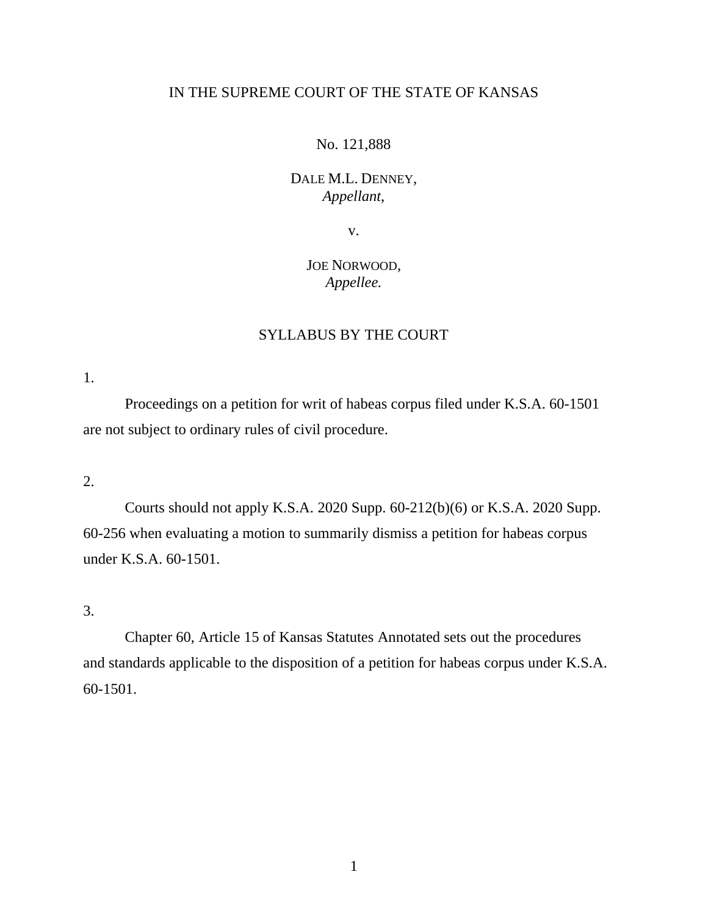IN THE SUPREME COURT OF THE STATE OF KANSAS

No. 121,888

DALE M.L. DENNEY,
*Appellant*,

v.

JOE NORWOOD,
*Appellee.*

SYLLABUS BY THE COURT

1.

Proceedings on a petition for writ of habeas corpus filed under K.S.A. 60-1501 are not subject to ordinary rules of civil procedure.

2.

Courts should not apply K.S.A. 2020 Supp. 60-212(b)(6) or K.S.A. 2020 Supp. 60-256 when evaluating a motion to summarily dismiss a petition for habeas corpus under K.S.A. 60-1501.

3.

Chapter 60, Article 15 of Kansas Statutes Annotated sets out the procedures and standards applicable to the disposition of a petition for habeas corpus under K.S.A. 60-1501.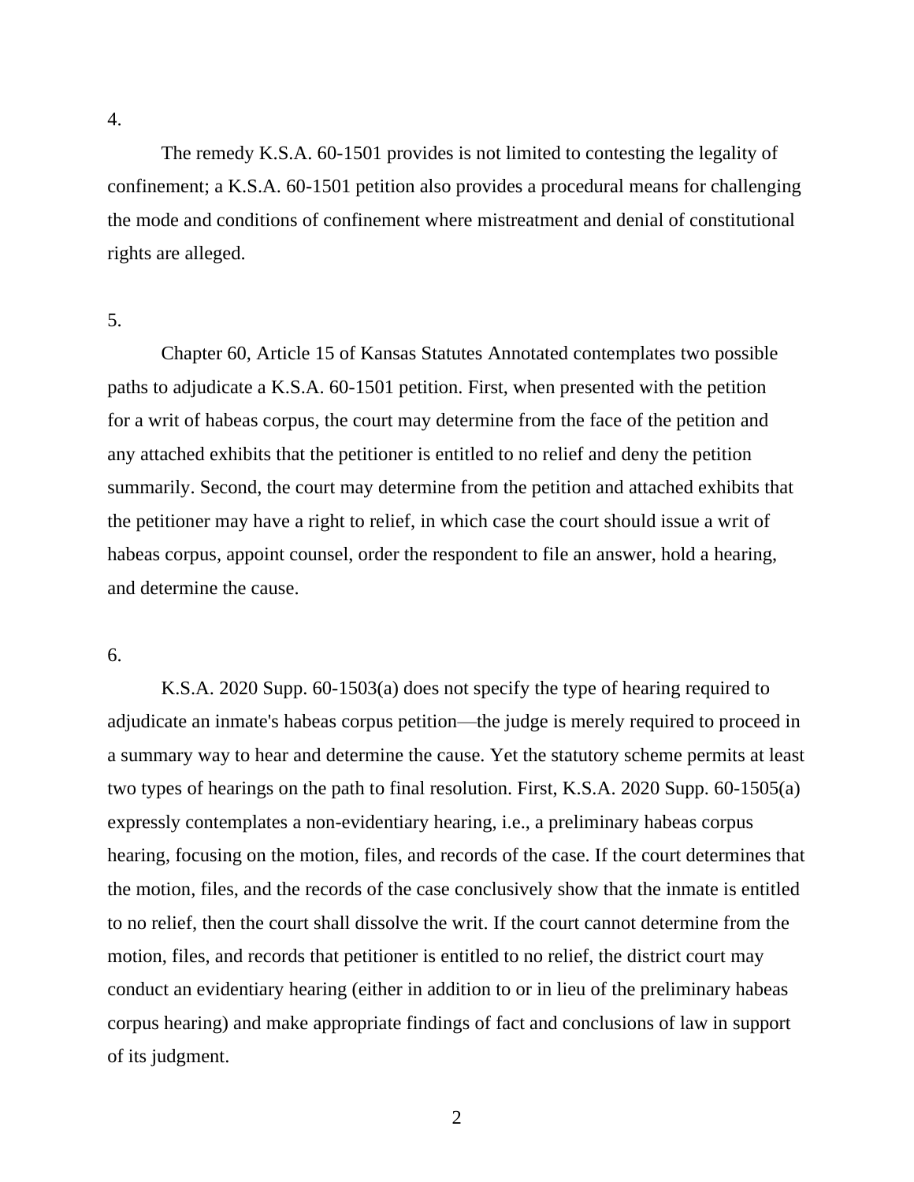4.

The remedy K.S.A. 60-1501 provides is not limited to contesting the legality of confinement; a K.S.A. 60-1501 petition also provides a procedural means for challenging the mode and conditions of confinement where mistreatment and denial of constitutional rights are alleged.

5.

Chapter 60, Article 15 of Kansas Statutes Annotated contemplates two possible paths to adjudicate a K.S.A. 60-1501 petition. First, when presented with the petition for a writ of habeas corpus, the court may determine from the face of the petition and any attached exhibits that the petitioner is entitled to no relief and deny the petition summarily. Second, the court may determine from the petition and attached exhibits that the petitioner may have a right to relief, in which case the court should issue a writ of habeas corpus, appoint counsel, order the respondent to file an answer, hold a hearing, and determine the cause.

6.

K.S.A. 2020 Supp. 60-1503(a) does not specify the type of hearing required to adjudicate an inmate's habeas corpus petition—the judge is merely required to proceed in a summary way to hear and determine the cause. Yet the statutory scheme permits at least two types of hearings on the path to final resolution. First, K.S.A. 2020 Supp. 60-1505(a) expressly contemplates a non-evidentiary hearing, i.e., a preliminary habeas corpus hearing, focusing on the motion, files, and records of the case. If the court determines that the motion, files, and the records of the case conclusively show that the inmate is entitled to no relief, then the court shall dissolve the writ. If the court cannot determine from the motion, files, and records that petitioner is entitled to no relief, the district court may conduct an evidentiary hearing (either in addition to or in lieu of the preliminary habeas corpus hearing) and make appropriate findings of fact and conclusions of law in support of its judgment.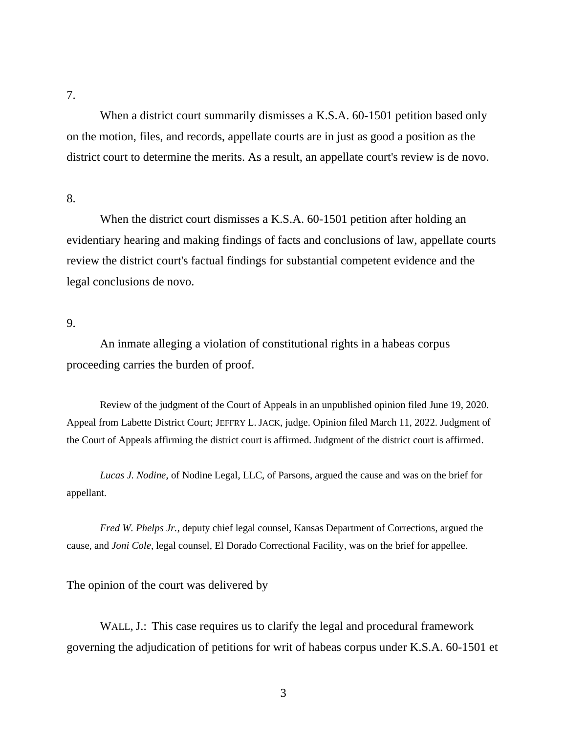7.

When a district court summarily dismisses a K.S.A. 60-1501 petition based only on the motion, files, and records, appellate courts are in just as good a position as the district court to determine the merits. As a result, an appellate court's review is de novo.

8.

When the district court dismisses a K.S.A. 60-1501 petition after holding an evidentiary hearing and making findings of facts and conclusions of law, appellate courts review the district court's factual findings for substantial competent evidence and the legal conclusions de novo.

9.

An inmate alleging a violation of constitutional rights in a habeas corpus proceeding carries the burden of proof.

Review of the judgment of the Court of Appeals in an unpublished opinion filed June 19, 2020. Appeal from Labette District Court; JEFFRY L. JACK, judge. Opinion filed March 11, 2022. Judgment of the Court of Appeals affirming the district court is affirmed. Judgment of the district court is affirmed.

*Lucas J. Nodine*, of Nodine Legal, LLC, of Parsons, argued the cause and was on the brief for appellant.

*Fred W. Phelps Jr.*, deputy chief legal counsel, Kansas Department of Corrections, argued the cause, and *Joni Cole*, legal counsel, El Dorado Correctional Facility, was on the brief for appellee.

The opinion of the court was delivered by

WALL, J.: This case requires us to clarify the legal and procedural framework governing the adjudication of petitions for writ of habeas corpus under K.S.A. 60-1501 et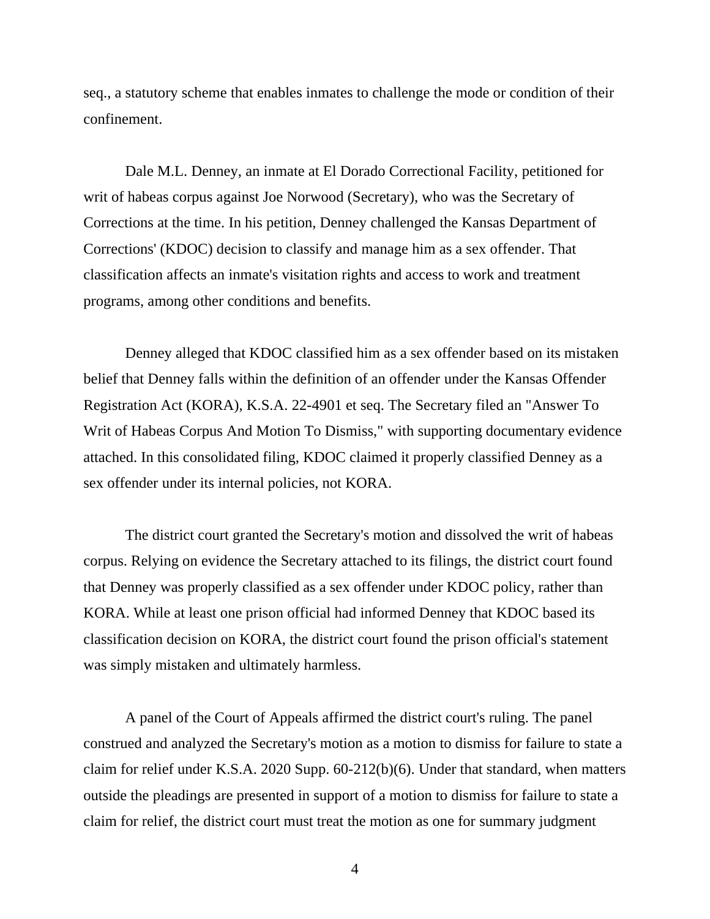seq., a statutory scheme that enables inmates to challenge the mode or condition of their confinement.

Dale M.L. Denney, an inmate at El Dorado Correctional Facility, petitioned for writ of habeas corpus against Joe Norwood (Secretary), who was the Secretary of Corrections at the time. In his petition, Denney challenged the Kansas Department of Corrections' (KDOC) decision to classify and manage him as a sex offender. That classification affects an inmate's visitation rights and access to work and treatment programs, among other conditions and benefits.

Denney alleged that KDOC classified him as a sex offender based on its mistaken belief that Denney falls within the definition of an offender under the Kansas Offender Registration Act (KORA), K.S.A. 22-4901 et seq. The Secretary filed an "Answer To Writ of Habeas Corpus And Motion To Dismiss," with supporting documentary evidence attached. In this consolidated filing, KDOC claimed it properly classified Denney as a sex offender under its internal policies, not KORA.

The district court granted the Secretary's motion and dissolved the writ of habeas corpus. Relying on evidence the Secretary attached to its filings, the district court found that Denney was properly classified as a sex offender under KDOC policy, rather than KORA. While at least one prison official had informed Denney that KDOC based its classification decision on KORA, the district court found the prison official's statement was simply mistaken and ultimately harmless.

A panel of the Court of Appeals affirmed the district court's ruling. The panel construed and analyzed the Secretary's motion as a motion to dismiss for failure to state a claim for relief under K.S.A. 2020 Supp. 60-212(b)(6). Under that standard, when matters outside the pleadings are presented in support of a motion to dismiss for failure to state a claim for relief, the district court must treat the motion as one for summary judgment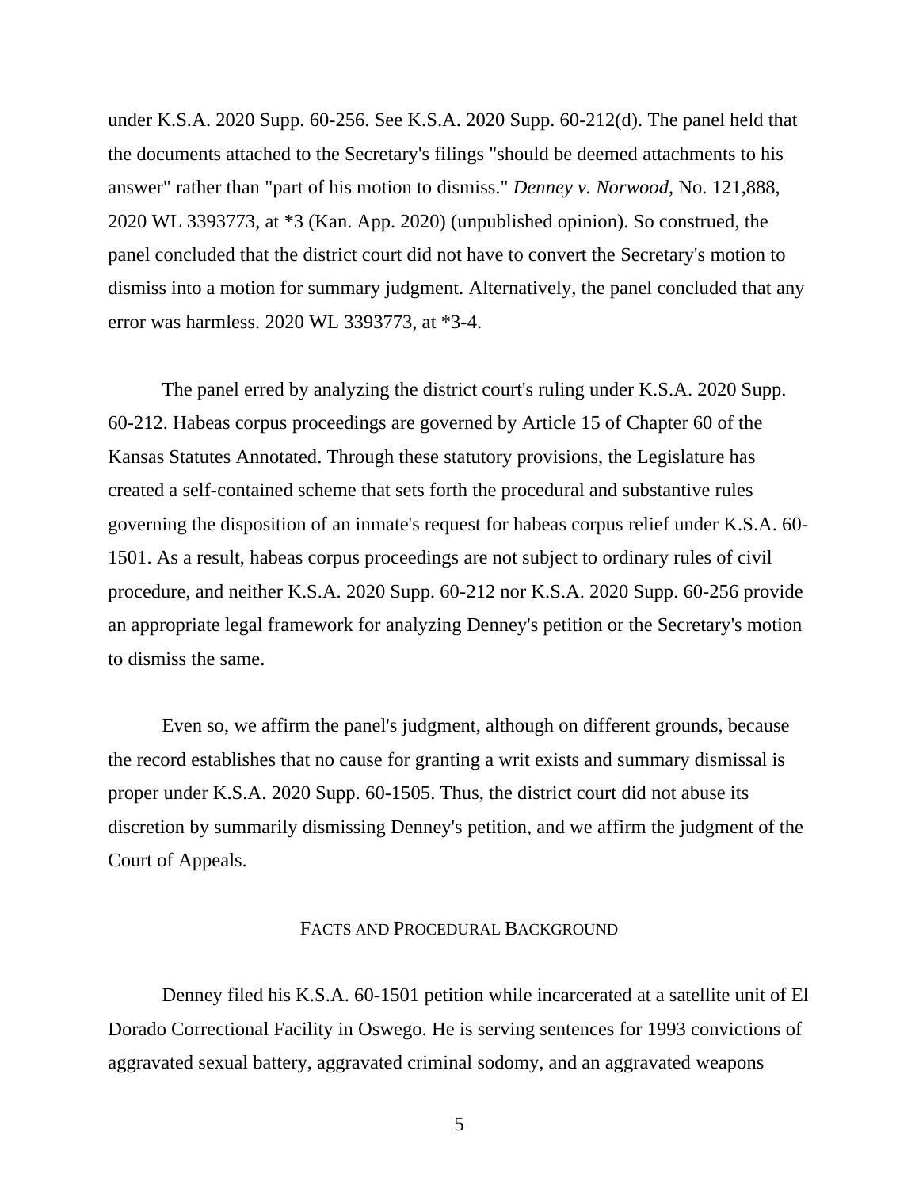under K.S.A. 2020 Supp. 60-256. See K.S.A. 2020 Supp. 60-212(d). The panel held that the documents attached to the Secretary's filings "should be deemed attachments to his answer" rather than "part of his motion to dismiss." *Denney v. Norwood*, No. 121,888, 2020 WL 3393773, at *3 (Kan. App. 2020) (unpublished opinion). So construed, the panel concluded that the district court did not have to convert the Secretary's motion to dismiss into a motion for summary judgment. Alternatively, the panel concluded that any error was harmless. 2020 WL 3393773, at *3-4.

The panel erred by analyzing the district court's ruling under K.S.A. 2020 Supp. 60-212. Habeas corpus proceedings are governed by Article 15 of Chapter 60 of the Kansas Statutes Annotated. Through these statutory provisions, the Legislature has created a self-contained scheme that sets forth the procedural and substantive rules governing the disposition of an inmate's request for habeas corpus relief under K.S.A. 60-1501. As a result, habeas corpus proceedings are not subject to ordinary rules of civil procedure, and neither K.S.A. 2020 Supp. 60-212 nor K.S.A. 2020 Supp. 60-256 provide an appropriate legal framework for analyzing Denney's petition or the Secretary's motion to dismiss the same.

Even so, we affirm the panel's judgment, although on different grounds, because the record establishes that no cause for granting a writ exists and summary dismissal is proper under K.S.A. 2020 Supp. 60-1505. Thus, the district court did not abuse its discretion by summarily dismissing Denney's petition, and we affirm the judgment of the Court of Appeals.

## FACTS AND PROCEDURAL BACKGROUND

Denney filed his K.S.A. 60-1501 petition while incarcerated at a satellite unit of El Dorado Correctional Facility in Oswego. He is serving sentences for 1993 convictions of aggravated sexual battery, aggravated criminal sodomy, and an aggravated weapons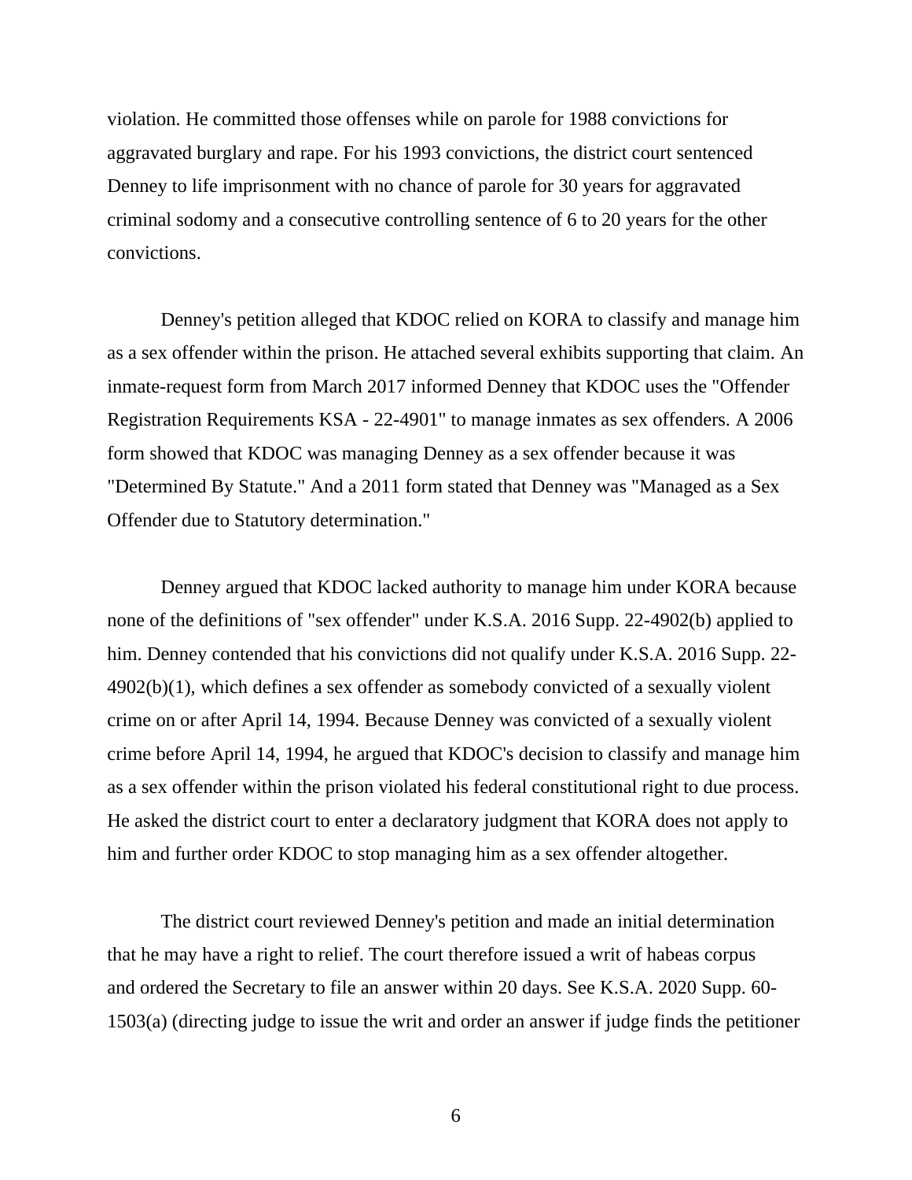violation. He committed those offenses while on parole for 1988 convictions for aggravated burglary and rape. For his 1993 convictions, the district court sentenced Denney to life imprisonment with no chance of parole for 30 years for aggravated criminal sodomy and a consecutive controlling sentence of 6 to 20 years for the other convictions.

Denney's petition alleged that KDOC relied on KORA to classify and manage him as a sex offender within the prison. He attached several exhibits supporting that claim. An inmate-request form from March 2017 informed Denney that KDOC uses the "Offender Registration Requirements KSA - 22-4901" to manage inmates as sex offenders. A 2006 form showed that KDOC was managing Denney as a sex offender because it was "Determined By Statute." And a 2011 form stated that Denney was "Managed as a Sex Offender due to Statutory determination."

Denney argued that KDOC lacked authority to manage him under KORA because none of the definitions of "sex offender" under K.S.A. 2016 Supp. 22-4902(b) applied to him. Denney contended that his convictions did not qualify under K.S.A. 2016 Supp. 22-4902(b)(1), which defines a sex offender as somebody convicted of a sexually violent crime on or after April 14, 1994. Because Denney was convicted of a sexually violent crime before April 14, 1994, he argued that KDOC's decision to classify and manage him as a sex offender within the prison violated his federal constitutional right to due process. He asked the district court to enter a declaratory judgment that KORA does not apply to him and further order KDOC to stop managing him as a sex offender altogether.

The district court reviewed Denney's petition and made an initial determination that he may have a right to relief. The court therefore issued a writ of habeas corpus and ordered the Secretary to file an answer within 20 days. See K.S.A. 2020 Supp. 60-1503(a) (directing judge to issue the writ and order an answer if judge finds the petitioner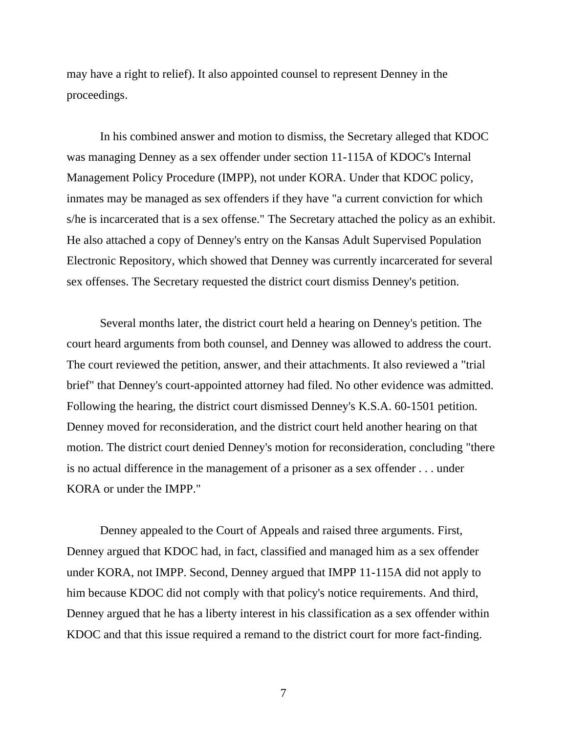may have a right to relief). It also appointed counsel to represent Denney in the proceedings.

In his combined answer and motion to dismiss, the Secretary alleged that KDOC was managing Denney as a sex offender under section 11-115A of KDOC's Internal Management Policy Procedure (IMPP), not under KORA. Under that KDOC policy, inmates may be managed as sex offenders if they have "a current conviction for which s/he is incarcerated that is a sex offense." The Secretary attached the policy as an exhibit. He also attached a copy of Denney's entry on the Kansas Adult Supervised Population Electronic Repository, which showed that Denney was currently incarcerated for several sex offenses. The Secretary requested the district court dismiss Denney's petition.

Several months later, the district court held a hearing on Denney's petition. The court heard arguments from both counsel, and Denney was allowed to address the court. The court reviewed the petition, answer, and their attachments. It also reviewed a "trial brief" that Denney's court-appointed attorney had filed. No other evidence was admitted. Following the hearing, the district court dismissed Denney's K.S.A. 60-1501 petition. Denney moved for reconsideration, and the district court held another hearing on that motion. The district court denied Denney's motion for reconsideration, concluding "there is no actual difference in the management of a prisoner as a sex offender . . . under KORA or under the IMPP."

Denney appealed to the Court of Appeals and raised three arguments. First, Denney argued that KDOC had, in fact, classified and managed him as a sex offender under KORA, not IMPP. Second, Denney argued that IMPP 11-115A did not apply to him because KDOC did not comply with that policy's notice requirements. And third, Denney argued that he has a liberty interest in his classification as a sex offender within KDOC and that this issue required a remand to the district court for more fact-finding.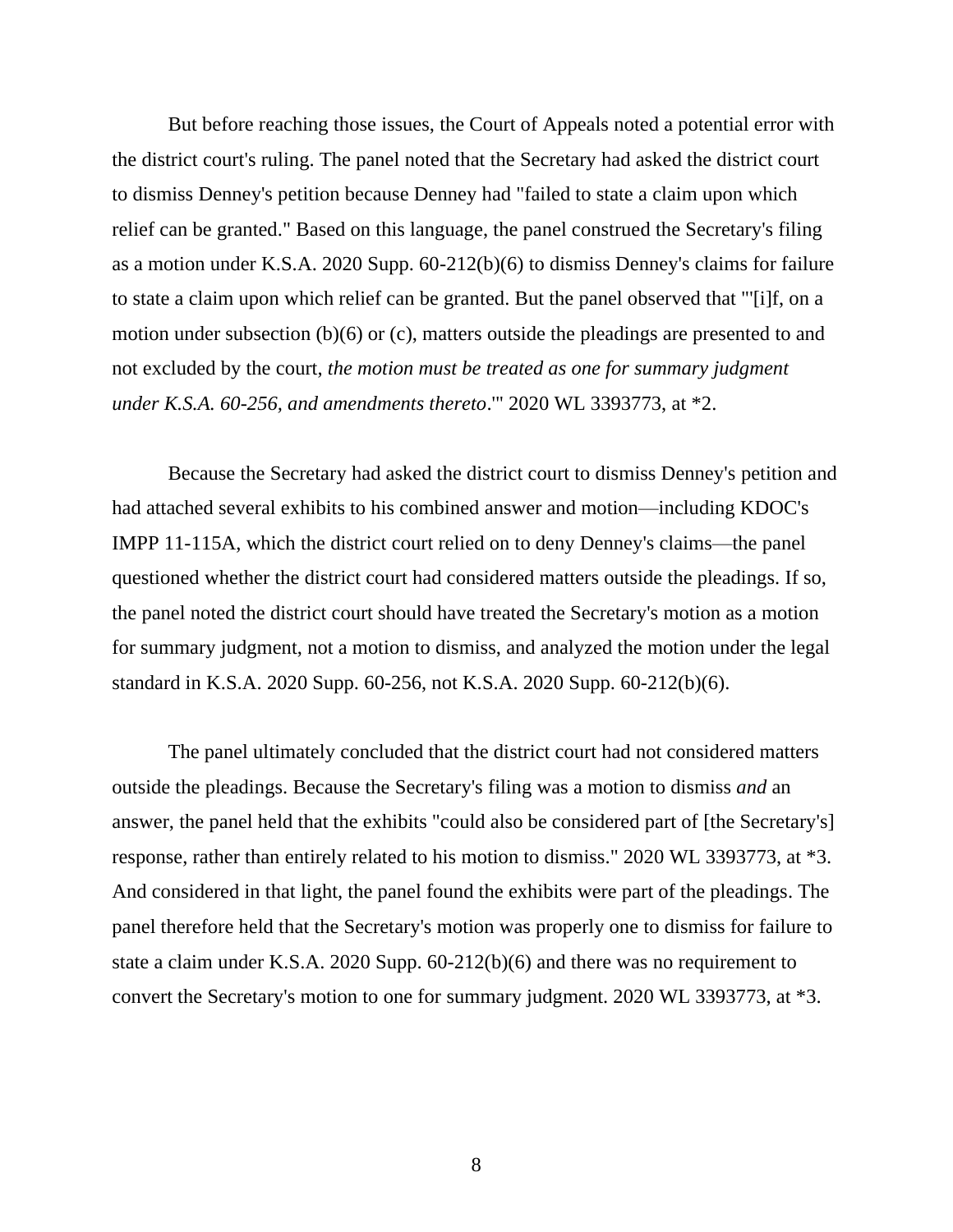But before reaching those issues, the Court of Appeals noted a potential error with the district court's ruling. The panel noted that the Secretary had asked the district court to dismiss Denney's petition because Denney had "failed to state a claim upon which relief can be granted." Based on this language, the panel construed the Secretary's filing as a motion under K.S.A. 2020 Supp. 60-212(b)(6) to dismiss Denney's claims for failure to state a claim upon which relief can be granted. But the panel observed that "'[i]f, on a motion under subsection (b)(6) or (c), matters outside the pleadings are presented to and not excluded by the court, *the motion must be treated as one for summary judgment under K.S.A. 60-256, and amendments thereto*.'" 2020 WL 3393773, at *2.

Because the Secretary had asked the district court to dismiss Denney's petition and had attached several exhibits to his combined answer and motion—including KDOC's IMPP 11-115A, which the district court relied on to deny Denney's claims—the panel questioned whether the district court had considered matters outside the pleadings. If so, the panel noted the district court should have treated the Secretary's motion as a motion for summary judgment, not a motion to dismiss, and analyzed the motion under the legal standard in K.S.A. 2020 Supp. 60-256, not K.S.A. 2020 Supp. 60-212(b)(6).

The panel ultimately concluded that the district court had not considered matters outside the pleadings. Because the Secretary's filing was a motion to dismiss *and* an answer, the panel held that the exhibits "could also be considered part of [the Secretary's] response, rather than entirely related to his motion to dismiss." 2020 WL 3393773, at *3. And considered in that light, the panel found the exhibits were part of the pleadings. The panel therefore held that the Secretary's motion was properly one to dismiss for failure to state a claim under K.S.A. 2020 Supp. 60-212(b)(6) and there was no requirement to convert the Secretary's motion to one for summary judgment. 2020 WL 3393773, at *3.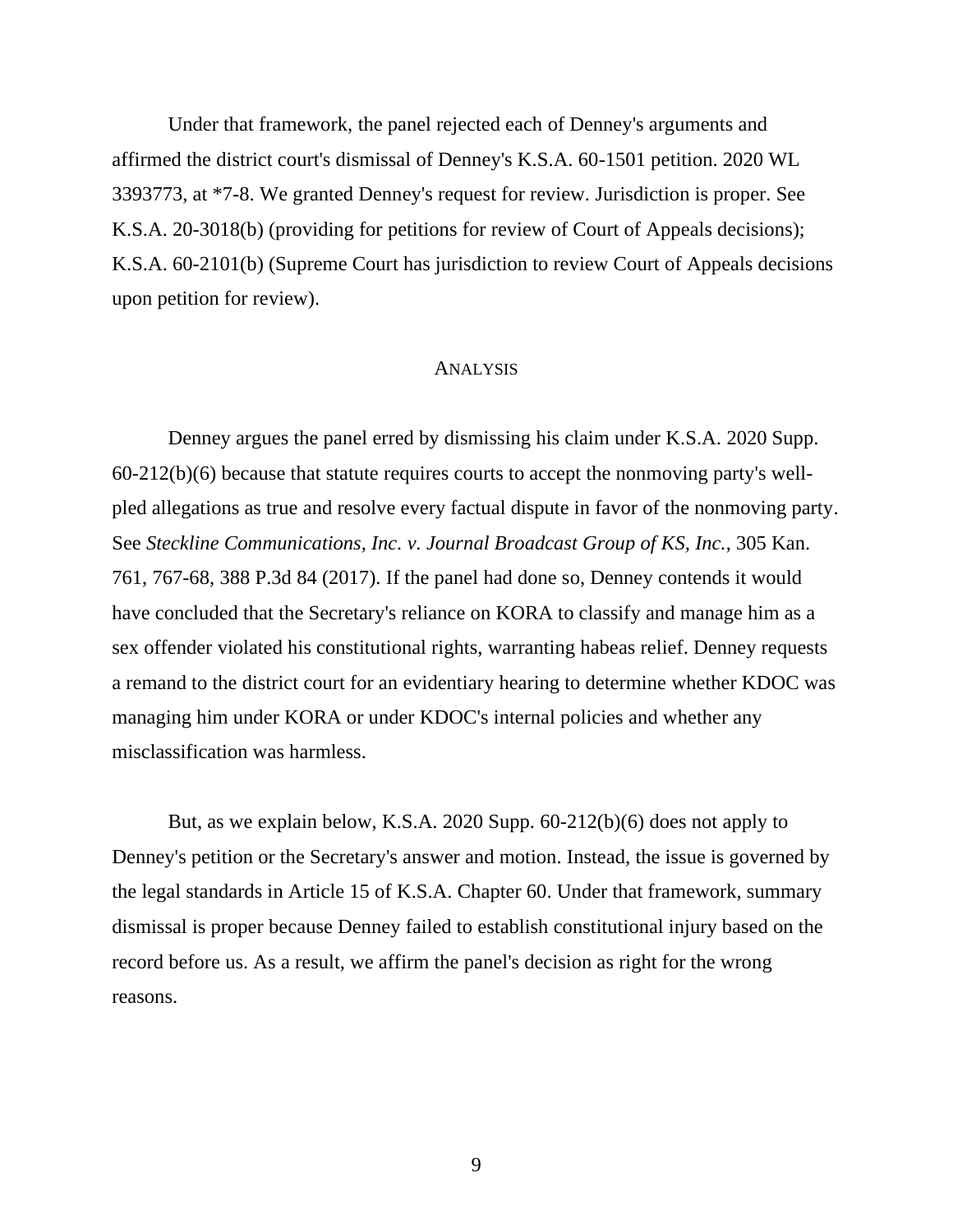Under that framework, the panel rejected each of Denney's arguments and affirmed the district court's dismissal of Denney's K.S.A. 60-1501 petition. 2020 WL 3393773, at *7-8. We granted Denney's request for review. Jurisdiction is proper. See K.S.A. 20-3018(b) (providing for petitions for review of Court of Appeals decisions); K.S.A. 60-2101(b) (Supreme Court has jurisdiction to review Court of Appeals decisions upon petition for review).

## ANALYSIS

Denney argues the panel erred by dismissing his claim under K.S.A. 2020 Supp. 60-212(b)(6) because that statute requires courts to accept the nonmoving party's well-pled allegations as true and resolve every factual dispute in favor of the nonmoving party. See *Steckline Communications, Inc. v. Journal Broadcast Group of KS, Inc.*, 305 Kan. 761, 767-68, 388 P.3d 84 (2017). If the panel had done so, Denney contends it would have concluded that the Secretary's reliance on KORA to classify and manage him as a sex offender violated his constitutional rights, warranting habeas relief. Denney requests a remand to the district court for an evidentiary hearing to determine whether KDOC was managing him under KORA or under KDOC's internal policies and whether any misclassification was harmless.

But, as we explain below, K.S.A. 2020 Supp. 60-212(b)(6) does not apply to Denney's petition or the Secretary's answer and motion. Instead, the issue is governed by the legal standards in Article 15 of K.S.A. Chapter 60. Under that framework, summary dismissal is proper because Denney failed to establish constitutional injury based on the record before us. As a result, we affirm the panel's decision as right for the wrong reasons.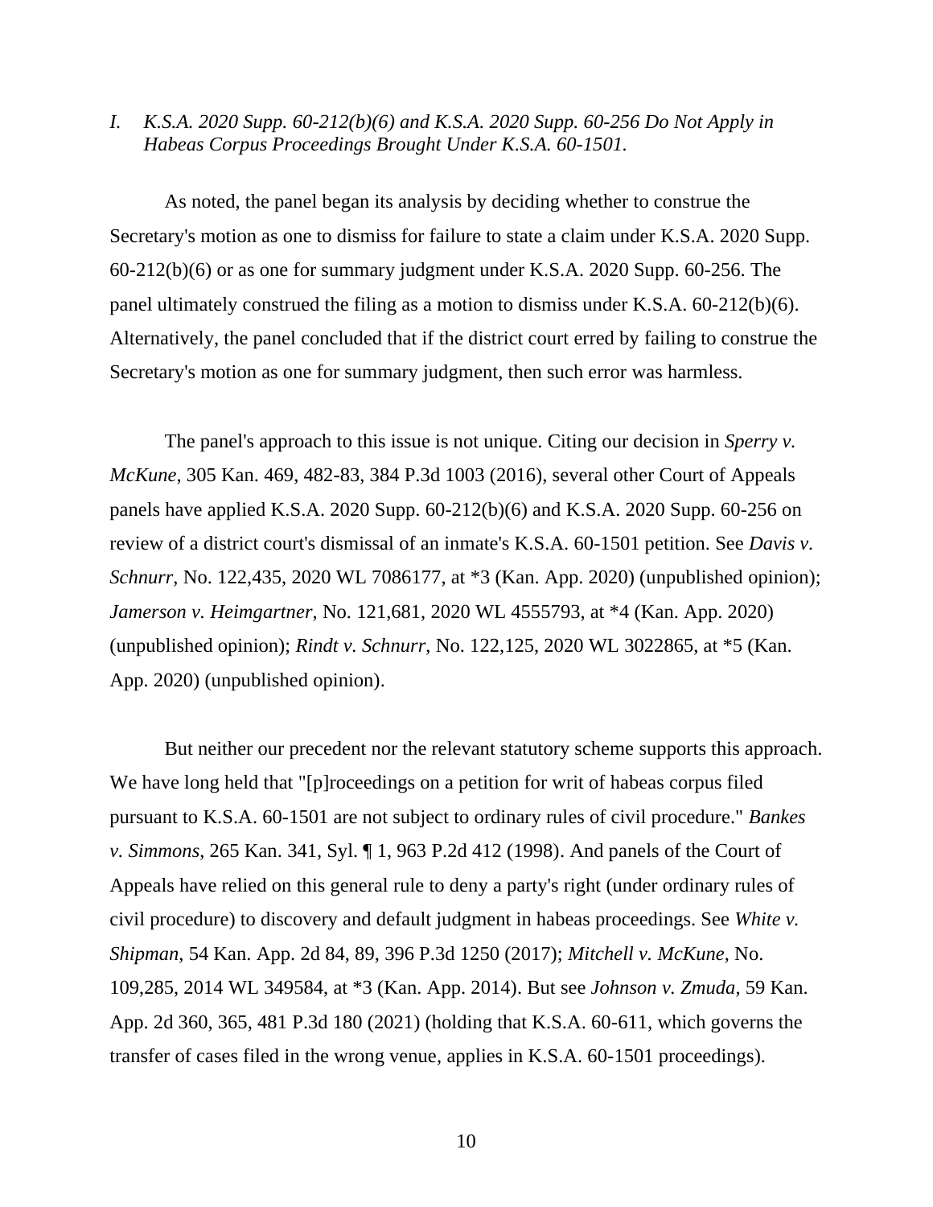*I. K.S.A. 2020 Supp. 60-212(b)(6) and K.S.A. 2020 Supp. 60-256 Do Not Apply in Habeas Corpus Proceedings Brought Under K.S.A. 60-1501.*

As noted, the panel began its analysis by deciding whether to construe the Secretary's motion as one to dismiss for failure to state a claim under K.S.A. 2020 Supp. 60-212(b)(6) or as one for summary judgment under K.S.A. 2020 Supp. 60-256. The panel ultimately construed the filing as a motion to dismiss under K.S.A. 60-212(b)(6). Alternatively, the panel concluded that if the district court erred by failing to construe the Secretary's motion as one for summary judgment, then such error was harmless.

The panel's approach to this issue is not unique. Citing our decision in *Sperry v. McKune*, 305 Kan. 469, 482-83, 384 P.3d 1003 (2016), several other Court of Appeals panels have applied K.S.A. 2020 Supp. 60-212(b)(6) and K.S.A. 2020 Supp. 60-256 on review of a district court's dismissal of an inmate's K.S.A. 60-1501 petition. See *Davis v. Schnurr*, No. 122,435, 2020 WL 7086177, at *3 (Kan. App. 2020) (unpublished opinion); *Jamerson v. Heimgartner*, No. 121,681, 2020 WL 4555793, at *4 (Kan. App. 2020) (unpublished opinion); *Rindt v. Schnurr*, No. 122,125, 2020 WL 3022865, at *5 (Kan. App. 2020) (unpublished opinion).

But neither our precedent nor the relevant statutory scheme supports this approach. We have long held that "[p]roceedings on a petition for writ of habeas corpus filed pursuant to K.S.A. 60-1501 are not subject to ordinary rules of civil procedure." *Bankes v. Simmons*, 265 Kan. 341, Syl. ¶ 1, 963 P.2d 412 (1998). And panels of the Court of Appeals have relied on this general rule to deny a party's right (under ordinary rules of civil procedure) to discovery and default judgment in habeas proceedings. See *White v. Shipman*, 54 Kan. App. 2d 84, 89, 396 P.3d 1250 (2017); *Mitchell v. McKune*, No. 109,285, 2014 WL 349584, at *3 (Kan. App. 2014). But see *Johnson v. Zmuda*, 59 Kan. App. 2d 360, 365, 481 P.3d 180 (2021) (holding that K.S.A. 60-611, which governs the transfer of cases filed in the wrong venue, applies in K.S.A. 60-1501 proceedings).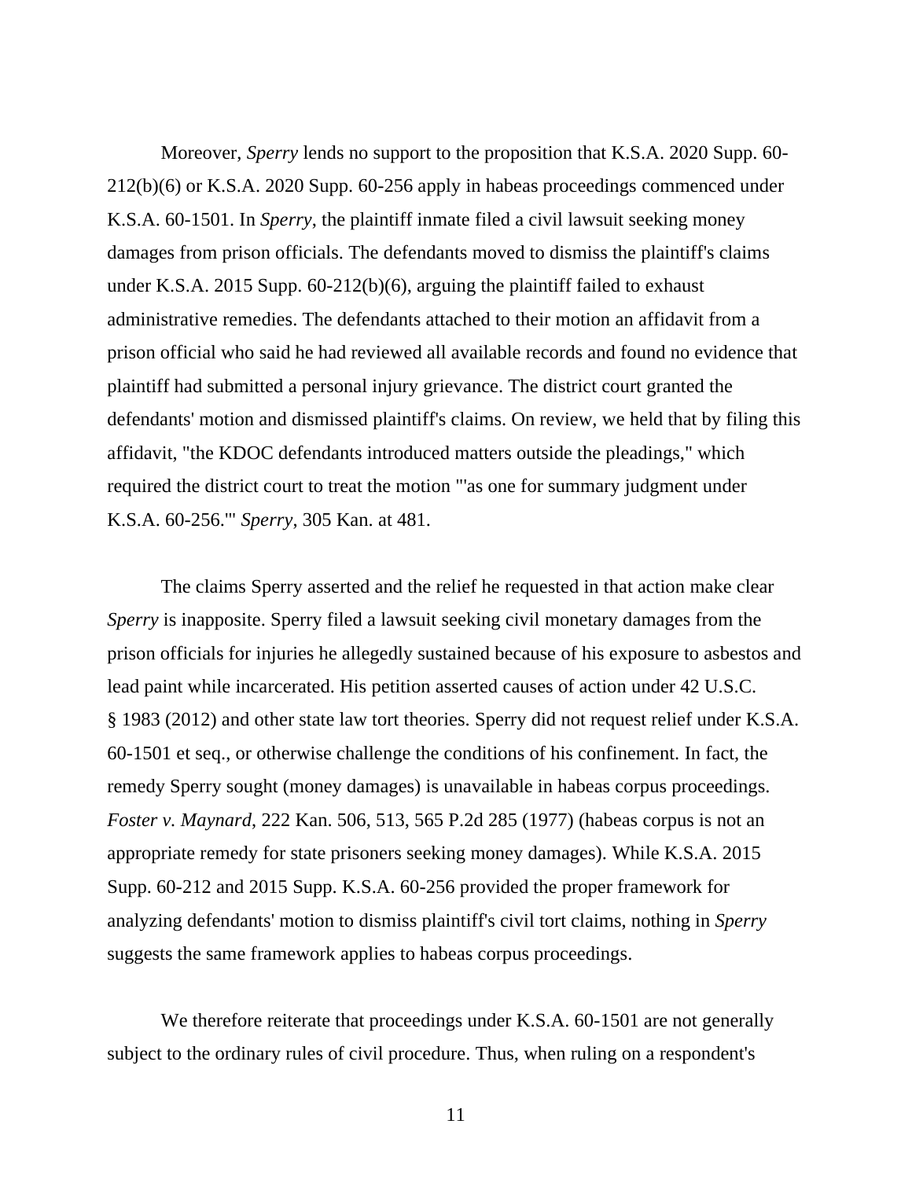Moreover, *Sperry* lends no support to the proposition that K.S.A. 2020 Supp. 60-212(b)(6) or K.S.A. 2020 Supp. 60-256 apply in habeas proceedings commenced under K.S.A. 60-1501. In *Sperry*, the plaintiff inmate filed a civil lawsuit seeking money damages from prison officials. The defendants moved to dismiss the plaintiff's claims under K.S.A. 2015 Supp. 60-212(b)(6), arguing the plaintiff failed to exhaust administrative remedies. The defendants attached to their motion an affidavit from a prison official who said he had reviewed all available records and found no evidence that plaintiff had submitted a personal injury grievance. The district court granted the defendants' motion and dismissed plaintiff's claims. On review, we held that by filing this affidavit, "the KDOC defendants introduced matters outside the pleadings," which required the district court to treat the motion "'as one for summary judgment under K.S.A. 60-256.'" *Sperry*, 305 Kan. at 481.

The claims Sperry asserted and the relief he requested in that action make clear *Sperry* is inapposite. Sperry filed a lawsuit seeking civil monetary damages from the prison officials for injuries he allegedly sustained because of his exposure to asbestos and lead paint while incarcerated. His petition asserted causes of action under 42 U.S.C. § 1983 (2012) and other state law tort theories. Sperry did not request relief under K.S.A. 60-1501 et seq., or otherwise challenge the conditions of his confinement. In fact, the remedy Sperry sought (money damages) is unavailable in habeas corpus proceedings. *Foster v. Maynard*, 222 Kan. 506, 513, 565 P.2d 285 (1977) (habeas corpus is not an appropriate remedy for state prisoners seeking money damages). While K.S.A. 2015 Supp. 60-212 and 2015 Supp. K.S.A. 60-256 provided the proper framework for analyzing defendants' motion to dismiss plaintiff's civil tort claims, nothing in *Sperry* suggests the same framework applies to habeas corpus proceedings.

We therefore reiterate that proceedings under K.S.A. 60-1501 are not generally subject to the ordinary rules of civil procedure. Thus, when ruling on a respondent's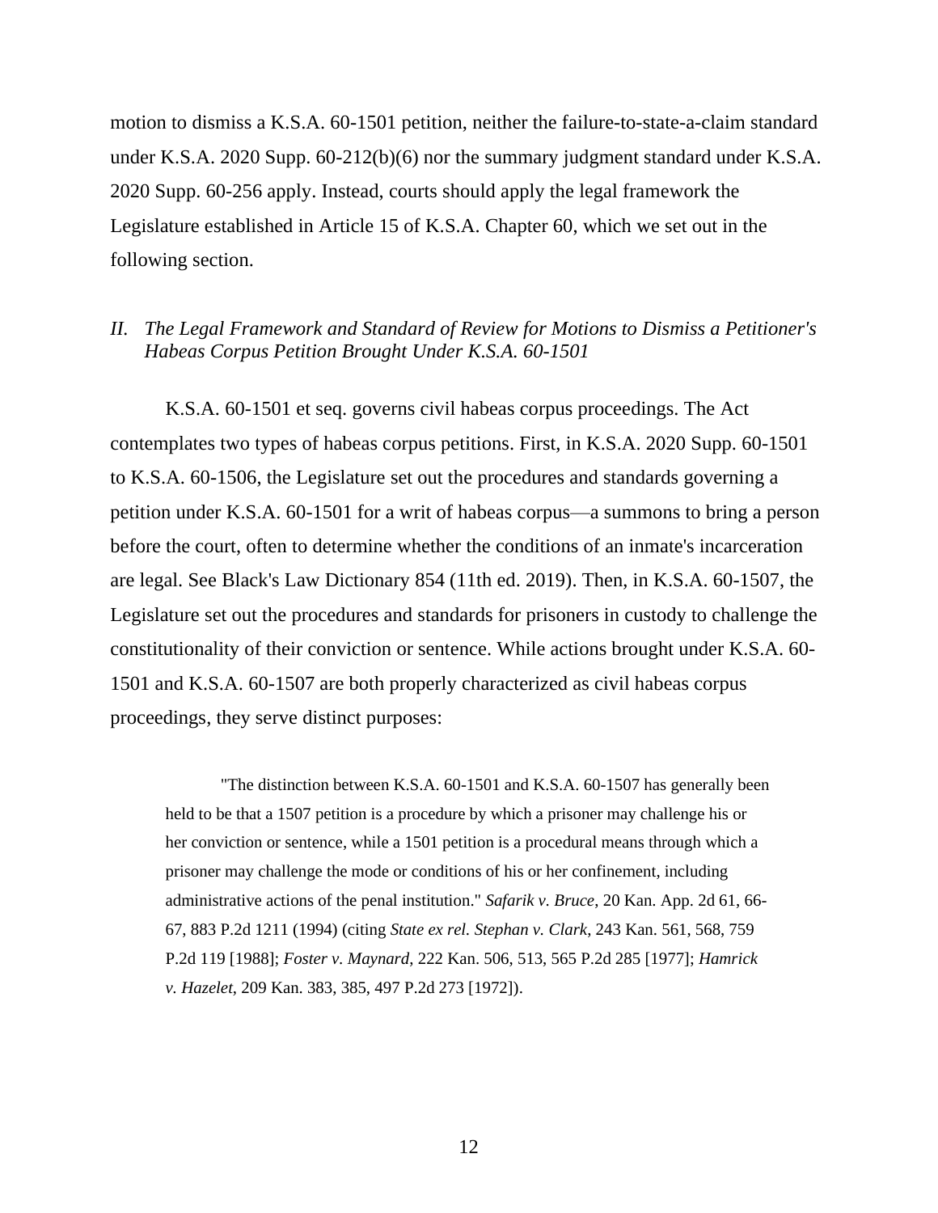motion to dismiss a K.S.A. 60-1501 petition, neither the failure-to-state-a-claim standard under K.S.A. 2020 Supp. 60-212(b)(6) nor the summary judgment standard under K.S.A. 2020 Supp. 60-256 apply. Instead, courts should apply the legal framework the Legislature established in Article 15 of K.S.A. Chapter 60, which we set out in the following section.

## II. *The Legal Framework and Standard of Review for Motions to Dismiss a Petitioner's Habeas Corpus Petition Brought Under K.S.A. 60-1501*

K.S.A. 60-1501 et seq. governs civil habeas corpus proceedings. The Act contemplates two types of habeas corpus petitions. First, in K.S.A. 2020 Supp. 60-1501 to K.S.A. 60-1506, the Legislature set out the procedures and standards governing a petition under K.S.A. 60-1501 for a writ of habeas corpus—a summons to bring a person before the court, often to determine whether the conditions of an inmate's incarceration are legal. See Black's Law Dictionary 854 (11th ed. 2019). Then, in K.S.A. 60-1507, the Legislature set out the procedures and standards for prisoners in custody to challenge the constitutionality of their conviction or sentence. While actions brought under K.S.A. 60-1501 and K.S.A. 60-1507 are both properly characterized as civil habeas corpus proceedings, they serve distinct purposes:

> "The distinction between K.S.A. 60-1501 and K.S.A. 60-1507 has generally been held to be that a 1507 petition is a procedure by which a prisoner may challenge his or her conviction or sentence, while a 1501 petition is a procedural means through which a prisoner may challenge the mode or conditions of his or her confinement, including administrative actions of the penal institution." *Safarik v. Bruce*, 20 Kan. App. 2d 61, 66-67, 883 P.2d 1211 (1994) (citing *State ex rel. Stephan v. Clark*, 243 Kan. 561, 568, 759 P.2d 119 [1988]; *Foster v. Maynard*, 222 Kan. 506, 513, 565 P.2d 285 [1977]; *Hamrick v. Hazelet*, 209 Kan. 383, 385, 497 P.2d 273 [1972]).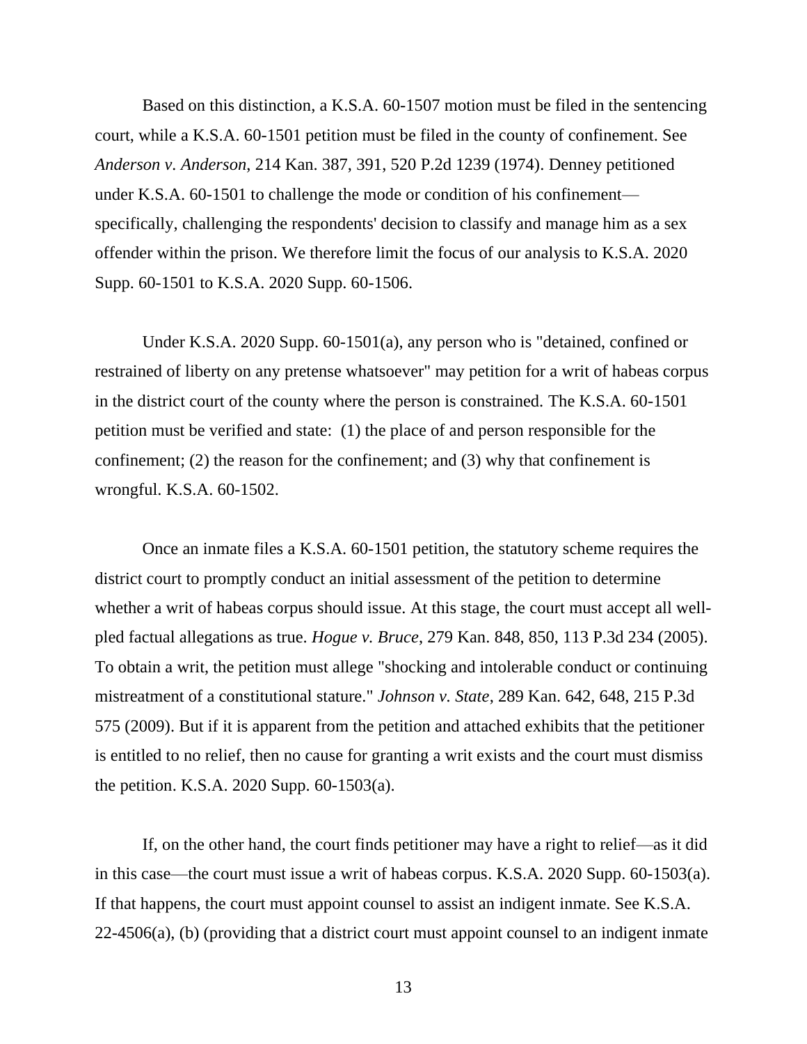Based on this distinction, a K.S.A. 60-1507 motion must be filed in the sentencing court, while a K.S.A. 60-1501 petition must be filed in the county of confinement. See *Anderson v. Anderson*, 214 Kan. 387, 391, 520 P.2d 1239 (1974). Denney petitioned under K.S.A. 60-1501 to challenge the mode or condition of his confinement—specifically, challenging the respondents' decision to classify and manage him as a sex offender within the prison. We therefore limit the focus of our analysis to K.S.A. 2020 Supp. 60-1501 to K.S.A. 2020 Supp. 60-1506.

Under K.S.A. 2020 Supp. 60-1501(a), any person who is "detained, confined or restrained of liberty on any pretense whatsoever" may petition for a writ of habeas corpus in the district court of the county where the person is constrained. The K.S.A. 60-1501 petition must be verified and state: (1) the place of and person responsible for the confinement; (2) the reason for the confinement; and (3) why that confinement is wrongful. K.S.A. 60-1502.

Once an inmate files a K.S.A. 60-1501 petition, the statutory scheme requires the district court to promptly conduct an initial assessment of the petition to determine whether a writ of habeas corpus should issue. At this stage, the court must accept all well-pled factual allegations as true. *Hogue v. Bruce*, 279 Kan. 848, 850, 113 P.3d 234 (2005). To obtain a writ, the petition must allege "shocking and intolerable conduct or continuing mistreatment of a constitutional stature." *Johnson v. State*, 289 Kan. 642, 648, 215 P.3d 575 (2009). But if it is apparent from the petition and attached exhibits that the petitioner is entitled to no relief, then no cause for granting a writ exists and the court must dismiss the petition. K.S.A. 2020 Supp. 60-1503(a).

If, on the other hand, the court finds petitioner may have a right to relief—as it did in this case—the court must issue a writ of habeas corpus. K.S.A. 2020 Supp. 60-1503(a). If that happens, the court must appoint counsel to assist an indigent inmate. See K.S.A. 22-4506(a), (b) (providing that a district court must appoint counsel to an indigent inmate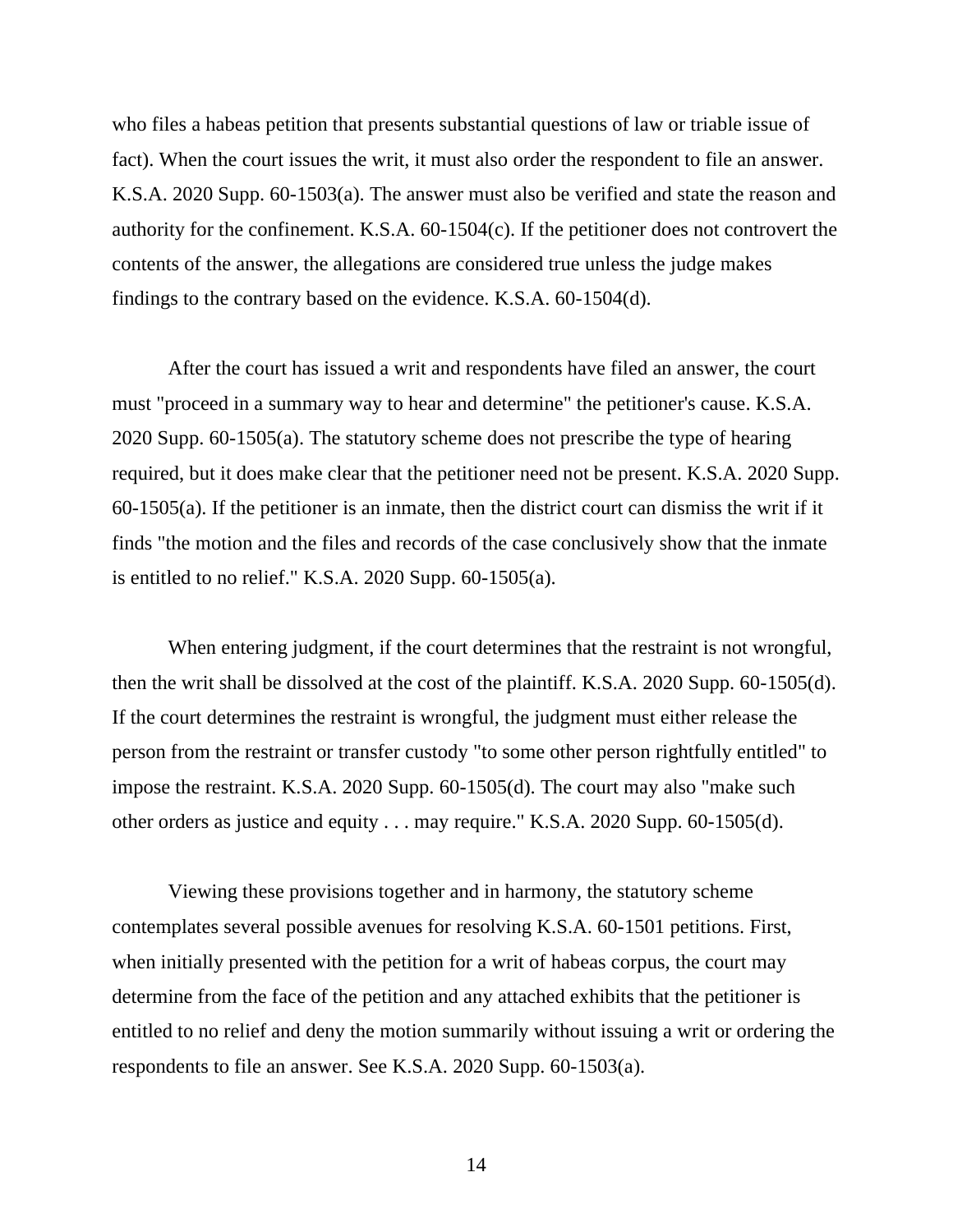who files a habeas petition that presents substantial questions of law or triable issue of fact). When the court issues the writ, it must also order the respondent to file an answer. K.S.A. 2020 Supp. 60-1503(a). The answer must also be verified and state the reason and authority for the confinement. K.S.A. 60-1504(c). If the petitioner does not controvert the contents of the answer, the allegations are considered true unless the judge makes findings to the contrary based on the evidence. K.S.A. 60-1504(d).

After the court has issued a writ and respondents have filed an answer, the court must "proceed in a summary way to hear and determine" the petitioner's cause. K.S.A. 2020 Supp. 60-1505(a). The statutory scheme does not prescribe the type of hearing required, but it does make clear that the petitioner need not be present. K.S.A. 2020 Supp. 60-1505(a). If the petitioner is an inmate, then the district court can dismiss the writ if it finds "the motion and the files and records of the case conclusively show that the inmate is entitled to no relief." K.S.A. 2020 Supp. 60-1505(a).

When entering judgment, if the court determines that the restraint is not wrongful, then the writ shall be dissolved at the cost of the plaintiff. K.S.A. 2020 Supp. 60-1505(d). If the court determines the restraint is wrongful, the judgment must either release the person from the restraint or transfer custody "to some other person rightfully entitled" to impose the restraint. K.S.A. 2020 Supp. 60-1505(d). The court may also "make such other orders as justice and equity . . . may require." K.S.A. 2020 Supp. 60-1505(d).

Viewing these provisions together and in harmony, the statutory scheme contemplates several possible avenues for resolving K.S.A. 60-1501 petitions. First, when initially presented with the petition for a writ of habeas corpus, the court may determine from the face of the petition and any attached exhibits that the petitioner is entitled to no relief and deny the motion summarily without issuing a writ or ordering the respondents to file an answer. See K.S.A. 2020 Supp. 60-1503(a).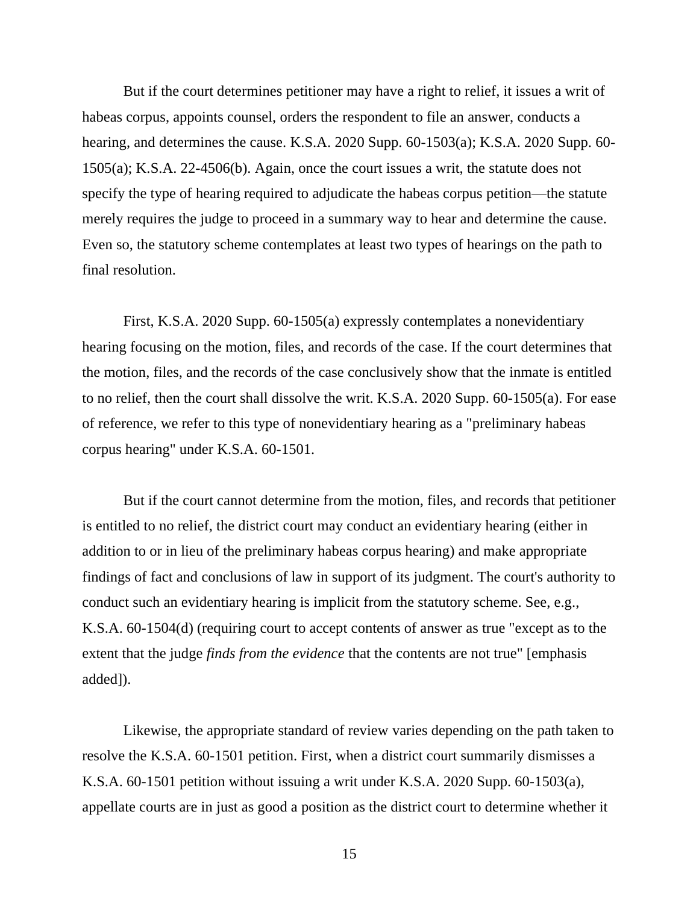But if the court determines petitioner may have a right to relief, it issues a writ of habeas corpus, appoints counsel, orders the respondent to file an answer, conducts a hearing, and determines the cause. K.S.A. 2020 Supp. 60-1503(a); K.S.A. 2020 Supp. 60-1505(a); K.S.A. 22-4506(b). Again, once the court issues a writ, the statute does not specify the type of hearing required to adjudicate the habeas corpus petition—the statute merely requires the judge to proceed in a summary way to hear and determine the cause. Even so, the statutory scheme contemplates at least two types of hearings on the path to final resolution.

First, K.S.A. 2020 Supp. 60-1505(a) expressly contemplates a nonevidentiary hearing focusing on the motion, files, and records of the case. If the court determines that the motion, files, and the records of the case conclusively show that the inmate is entitled to no relief, then the court shall dissolve the writ. K.S.A. 2020 Supp. 60-1505(a). For ease of reference, we refer to this type of nonevidentiary hearing as a "preliminary habeas corpus hearing" under K.S.A. 60-1501.

But if the court cannot determine from the motion, files, and records that petitioner is entitled to no relief, the district court may conduct an evidentiary hearing (either in addition to or in lieu of the preliminary habeas corpus hearing) and make appropriate findings of fact and conclusions of law in support of its judgment. The court's authority to conduct such an evidentiary hearing is implicit from the statutory scheme. See, e.g., K.S.A. 60-1504(d) (requiring court to accept contents of answer as true "except as to the extent that the judge *finds from the evidence* that the contents are not true" [emphasis added]).

Likewise, the appropriate standard of review varies depending on the path taken to resolve the K.S.A. 60-1501 petition. First, when a district court summarily dismisses a K.S.A. 60-1501 petition without issuing a writ under K.S.A. 2020 Supp. 60-1503(a), appellate courts are in just as good a position as the district court to determine whether it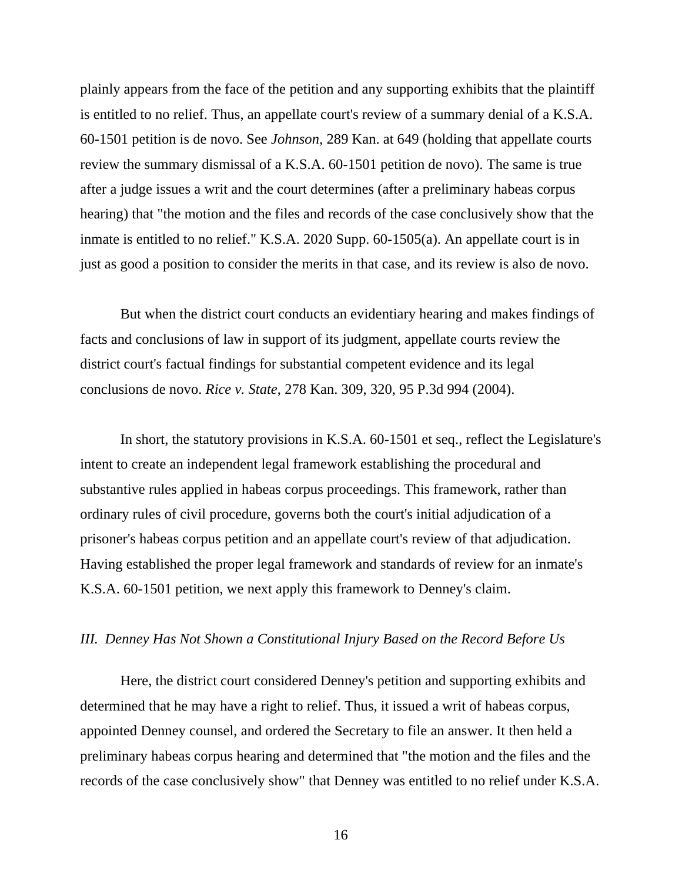plainly appears from the face of the petition and any supporting exhibits that the plaintiff is entitled to no relief. Thus, an appellate court's review of a summary denial of a K.S.A. 60-1501 petition is de novo. See *Johnson,* 289 Kan. at 649 (holding that appellate courts review the summary dismissal of a K.S.A. 60-1501 petition de novo). The same is true after a judge issues a writ and the court determines (after a preliminary habeas corpus hearing) that "the motion and the files and records of the case conclusively show that the inmate is entitled to no relief." K.S.A. 2020 Supp. 60-1505(a). An appellate court is in just as good a position to consider the merits in that case, and its review is also de novo.

But when the district court conducts an evidentiary hearing and makes findings of facts and conclusions of law in support of its judgment, appellate courts review the district court's factual findings for substantial competent evidence and its legal conclusions de novo. *Rice v. State*, 278 Kan. 309, 320, 95 P.3d 994 (2004).

In short, the statutory provisions in K.S.A. 60-1501 et seq., reflect the Legislature's intent to create an independent legal framework establishing the procedural and substantive rules applied in habeas corpus proceedings. This framework, rather than ordinary rules of civil procedure, governs both the court's initial adjudication of a prisoner's habeas corpus petition and an appellate court's review of that adjudication. Having established the proper legal framework and standards of review for an inmate's K.S.A. 60-1501 petition, we next apply this framework to Denney's claim.

### *III. Denney Has Not Shown a Constitutional Injury Based on the Record Before Us*

Here, the district court considered Denney's petition and supporting exhibits and determined that he may have a right to relief. Thus, it issued a writ of habeas corpus, appointed Denney counsel, and ordered the Secretary to file an answer. It then held a preliminary habeas corpus hearing and determined that "the motion and the files and the records of the case conclusively show" that Denney was entitled to no relief under K.S.A.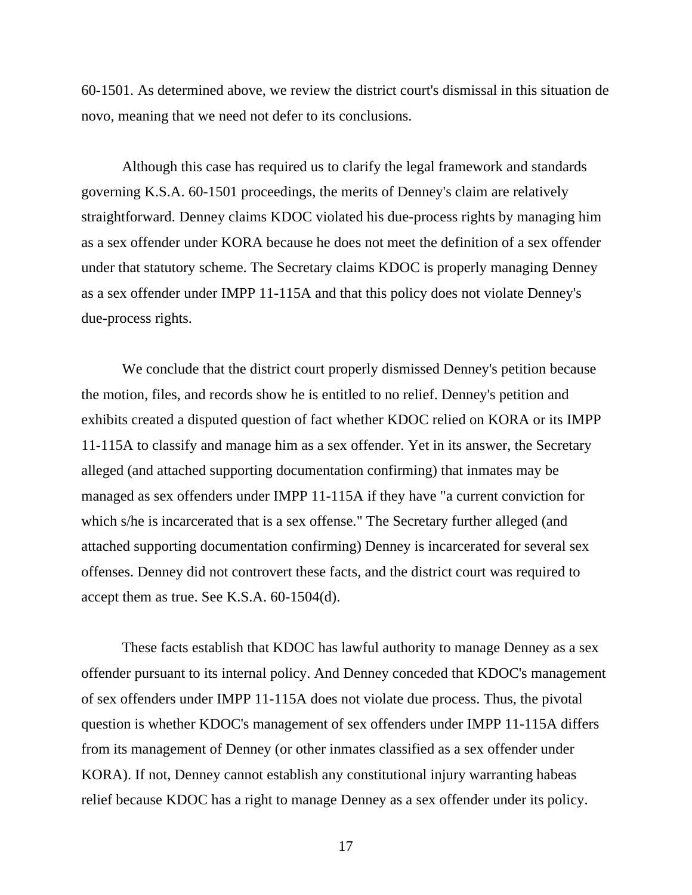60-1501. As determined above, we review the district court's dismissal in this situation de novo, meaning that we need not defer to its conclusions.

Although this case has required us to clarify the legal framework and standards governing K.S.A. 60-1501 proceedings, the merits of Denney's claim are relatively straightforward. Denney claims KDOC violated his due-process rights by managing him as a sex offender under KORA because he does not meet the definition of a sex offender under that statutory scheme. The Secretary claims KDOC is properly managing Denney as a sex offender under IMPP 11-115A and that this policy does not violate Denney's due-process rights.

We conclude that the district court properly dismissed Denney's petition because the motion, files, and records show he is entitled to no relief. Denney's petition and exhibits created a disputed question of fact whether KDOC relied on KORA or its IMPP 11-115A to classify and manage him as a sex offender. Yet in its answer, the Secretary alleged (and attached supporting documentation confirming) that inmates may be managed as sex offenders under IMPP 11-115A if they have "a current conviction for which s/he is incarcerated that is a sex offense." The Secretary further alleged (and attached supporting documentation confirming) Denney is incarcerated for several sex offenses. Denney did not controvert these facts, and the district court was required to accept them as true. See K.S.A. 60-1504(d).

These facts establish that KDOC has lawful authority to manage Denney as a sex offender pursuant to its internal policy. And Denney conceded that KDOC's management of sex offenders under IMPP 11-115A does not violate due process. Thus, the pivotal question is whether KDOC's management of sex offenders under IMPP 11-115A differs from its management of Denney (or other inmates classified as a sex offender under KORA). If not, Denney cannot establish any constitutional injury warranting habeas relief because KDOC has a right to manage Denney as a sex offender under its policy.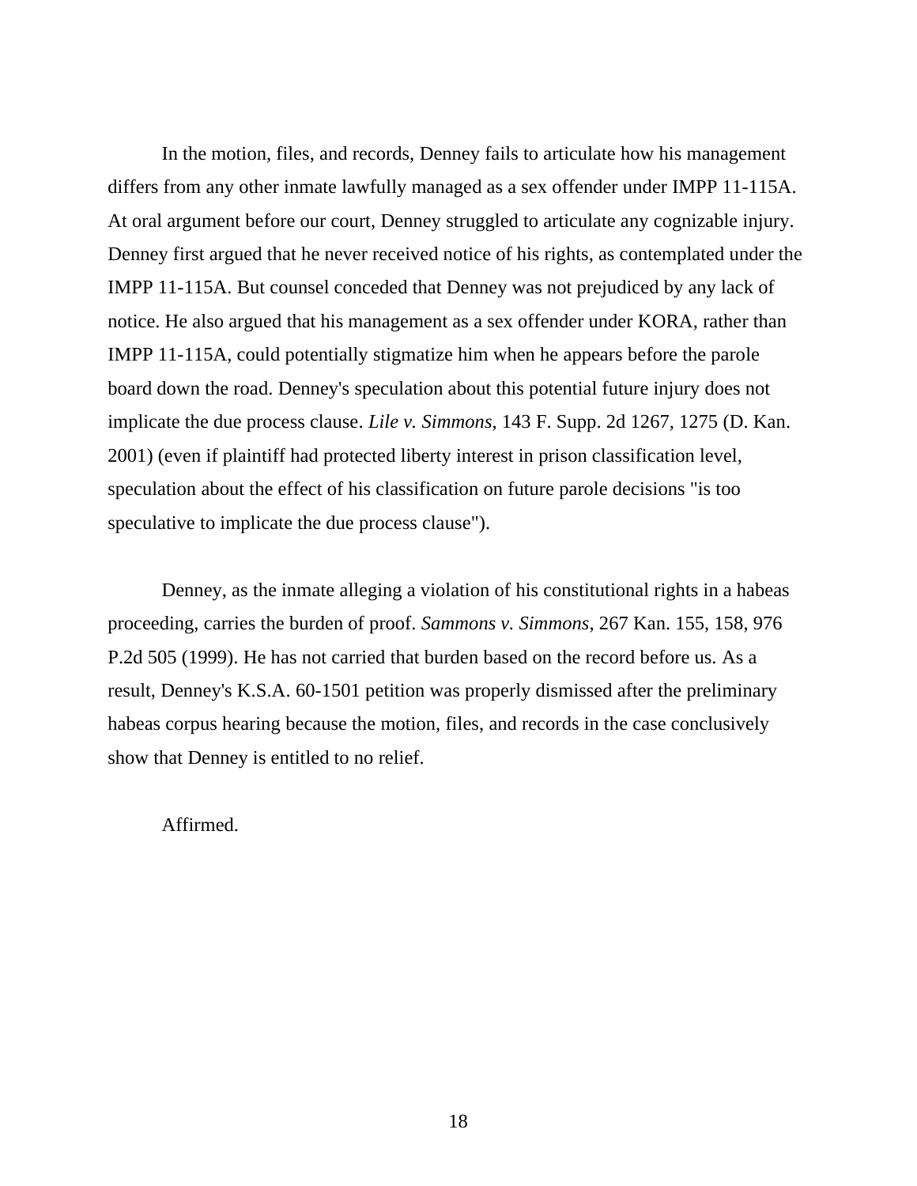In the motion, files, and records, Denney fails to articulate how his management differs from any other inmate lawfully managed as a sex offender under IMPP 11-115A. At oral argument before our court, Denney struggled to articulate any cognizable injury. Denney first argued that he never received notice of his rights, as contemplated under the IMPP 11-115A. But counsel conceded that Denney was not prejudiced by any lack of notice. He also argued that his management as a sex offender under KORA, rather than IMPP 11-115A, could potentially stigmatize him when he appears before the parole board down the road. Denney's speculation about this potential future injury does not implicate the due process clause. *Lile v. Simmons*, 143 F. Supp. 2d 1267, 1275 (D. Kan. 2001) (even if plaintiff had protected liberty interest in prison classification level, speculation about the effect of his classification on future parole decisions "is too speculative to implicate the due process clause").

Denney, as the inmate alleging a violation of his constitutional rights in a habeas proceeding, carries the burden of proof. *Sammons v. Simmons*, 267 Kan. 155, 158, 976 P.2d 505 (1999). He has not carried that burden based on the record before us. As a result, Denney's K.S.A. 60-1501 petition was properly dismissed after the preliminary habeas corpus hearing because the motion, files, and records in the case conclusively show that Denney is entitled to no relief.

Affirmed.